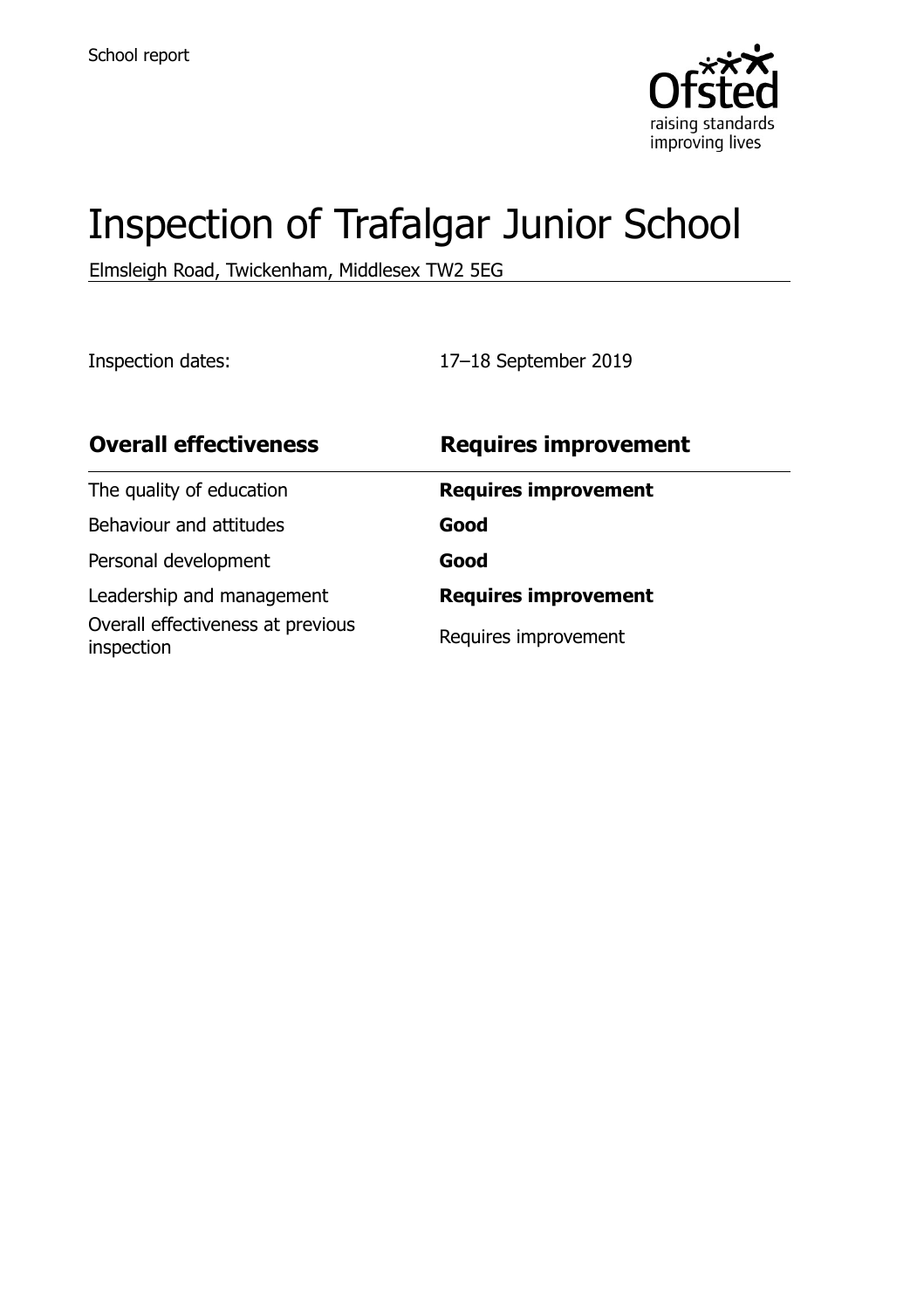School report

# Inspection of Trafalgar Junior School

Elmsleigh Road, Twickenham, Middlesex TW2 5EG

Inspection dates: 17–18 September 2019

| **Overall effectiveness** | **Requires improvement** |
| --- | --- |
| The quality of education | **Requires improvement** |
| Behaviour and attitudes | **Good** |
| Personal development | **Good** |
| Leadership and management | **Requires improvement** |
| Overall effectiveness at previous inspection | Requires improvement |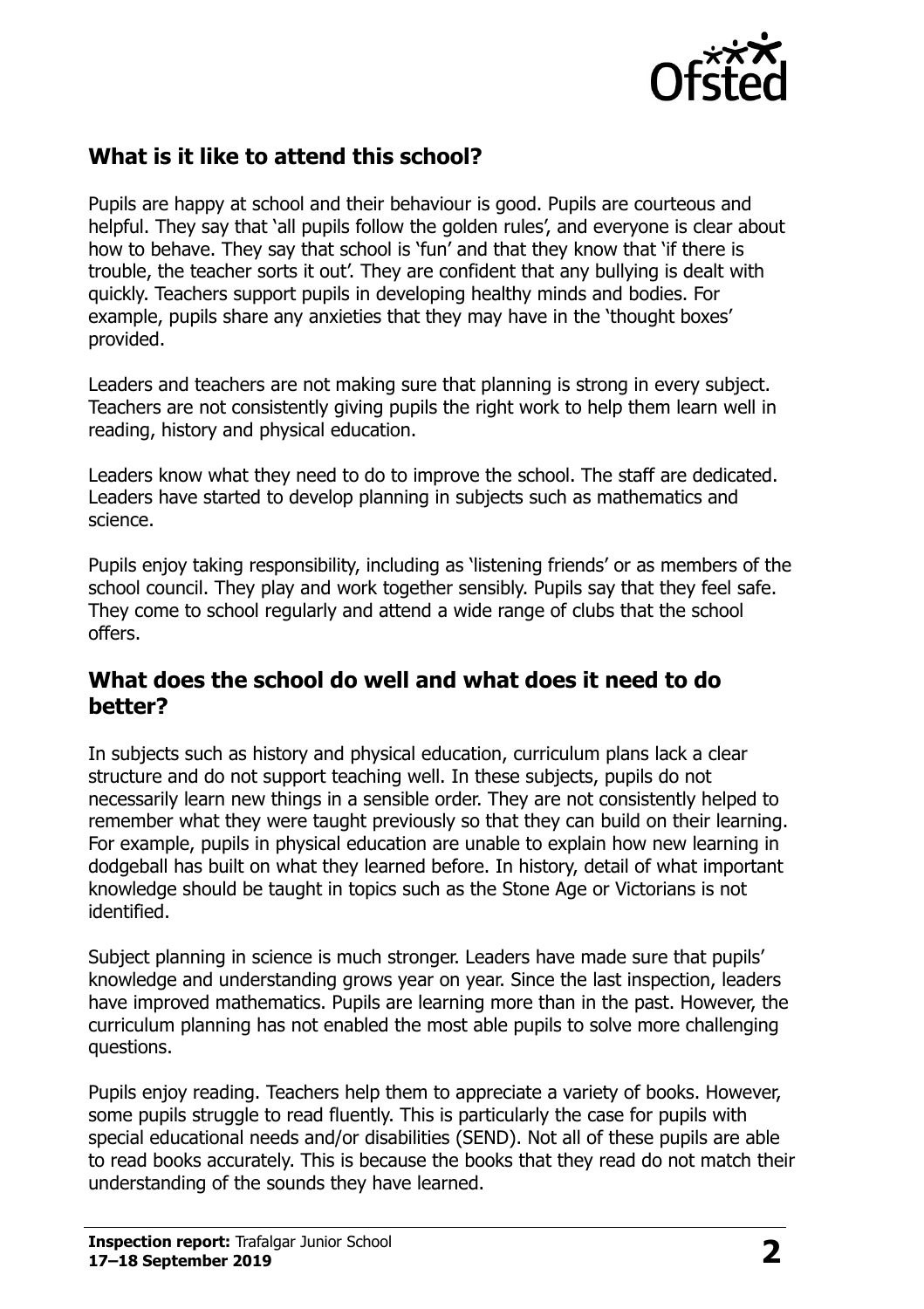## What is it like to attend this school?

Pupils are happy at school and their behaviour is good. Pupils are courteous and helpful. They say that 'all pupils follow the golden rules', and everyone is clear about how to behave. They say that school is 'fun' and that they know that 'if there is trouble, the teacher sorts it out'. They are confident that any bullying is dealt with quickly. Teachers support pupils in developing healthy minds and bodies. For example, pupils share any anxieties that they may have in the 'thought boxes' provided.

Leaders and teachers are not making sure that planning is strong in every subject. Teachers are not consistently giving pupils the right work to help them learn well in reading, history and physical education.

Leaders know what they need to do to improve the school. The staff are dedicated. Leaders have started to develop planning in subjects such as mathematics and science.

Pupils enjoy taking responsibility, including as 'listening friends' or as members of the school council. They play and work together sensibly. Pupils say that they feel safe. They come to school regularly and attend a wide range of clubs that the school offers.

## What does the school do well and what does it need to do better?

In subjects such as history and physical education, curriculum plans lack a clear structure and do not support teaching well. In these subjects, pupils do not necessarily learn new things in a sensible order. They are not consistently helped to remember what they were taught previously so that they can build on their learning. For example, pupils in physical education are unable to explain how new learning in dodgeball has built on what they learned before. In history, detail of what important knowledge should be taught in topics such as the Stone Age or Victorians is not identified.

Subject planning in science is much stronger. Leaders have made sure that pupils' knowledge and understanding grows year on year. Since the last inspection, leaders have improved mathematics. Pupils are learning more than in the past. However, the curriculum planning has not enabled the most able pupils to solve more challenging questions.

Pupils enjoy reading. Teachers help them to appreciate a variety of books. However, some pupils struggle to read fluently. This is particularly the case for pupils with special educational needs and/or disabilities (SEND). Not all of these pupils are able to read books accurately. This is because the books that they read do not match their understanding of the sounds they have learned.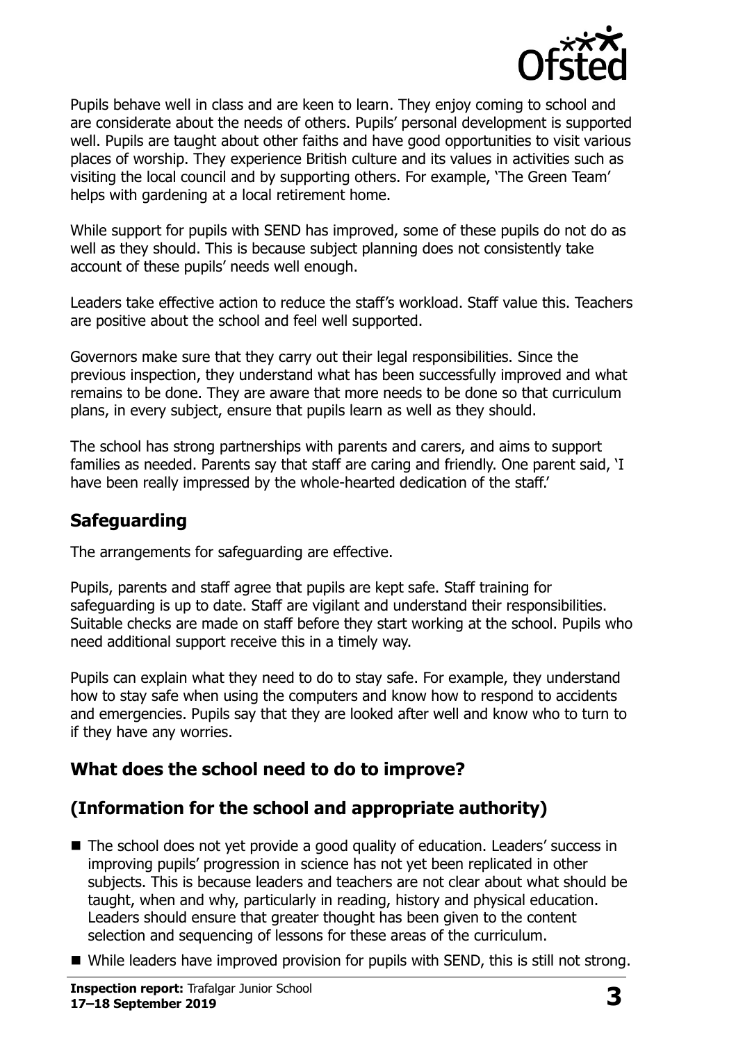Pupils behave well in class and are keen to learn. They enjoy coming to school and are considerate about the needs of others. Pupils' personal development is supported well. Pupils are taught about other faiths and have good opportunities to visit various places of worship. They experience British culture and its values in activities such as visiting the local council and by supporting others. For example, 'The Green Team' helps with gardening at a local retirement home.

While support for pupils with SEND has improved, some of these pupils do not do as well as they should. This is because subject planning does not consistently take account of these pupils' needs well enough.

Leaders take effective action to reduce the staff's workload. Staff value this. Teachers are positive about the school and feel well supported.

Governors make sure that they carry out their legal responsibilities. Since the previous inspection, they understand what has been successfully improved and what remains to be done. They are aware that more needs to be done so that curriculum plans, in every subject, ensure that pupils learn as well as they should.

The school has strong partnerships with parents and carers, and aims to support families as needed. Parents say that staff are caring and friendly. One parent said, 'I have been really impressed by the whole-hearted dedication of the staff.'

## Safeguarding

The arrangements for safeguarding are effective.

Pupils, parents and staff agree that pupils are kept safe. Staff training for safeguarding is up to date. Staff are vigilant and understand their responsibilities. Suitable checks are made on staff before they start working at the school. Pupils who need additional support receive this in a timely way.

Pupils can explain what they need to do to stay safe. For example, they understand how to stay safe when using the computers and know how to respond to accidents and emergencies. Pupils say that they are looked after well and know who to turn to if they have any worries.

## What does the school need to do to improve?

## (Information for the school and appropriate authority)

- The school does not yet provide a good quality of education. Leaders' success in improving pupils' progression in science has not yet been replicated in other subjects. This is because leaders and teachers are not clear about what should be taught, when and why, particularly in reading, history and physical education. Leaders should ensure that greater thought has been given to the content selection and sequencing of lessons for these areas of the curriculum.
- While leaders have improved provision for pupils with SEND, this is still not strong.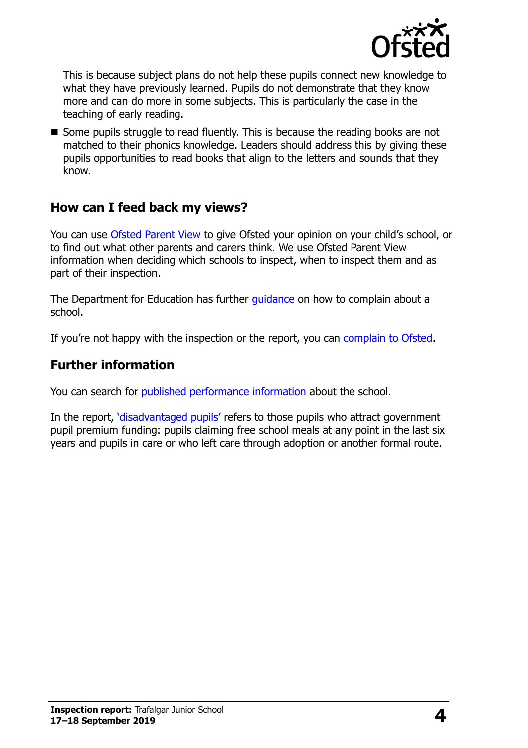This is because subject plans do not help these pupils connect new knowledge to what they have previously learned. Pupils do not demonstrate that they know more and can do more in some subjects. This is particularly the case in the teaching of early reading.

- Some pupils struggle to read fluently. This is because the reading books are not matched to their phonics knowledge. Leaders should address this by giving these pupils opportunities to read books that align to the letters and sounds that they know.

## How can I feed back my views?

You can use Ofsted Parent View to give Ofsted your opinion on your child's school, or to find out what other parents and carers think. We use Ofsted Parent View information when deciding which schools to inspect, when to inspect them and as part of their inspection.

The Department for Education has further guidance on how to complain about a school.

If you're not happy with the inspection or the report, you can complain to Ofsted.

## Further information

You can search for published performance information about the school.

In the report, 'disadvantaged pupils' refers to those pupils who attract government pupil premium funding: pupils claiming free school meals at any point in the last six years and pupils in care or who left care through adoption or another formal route.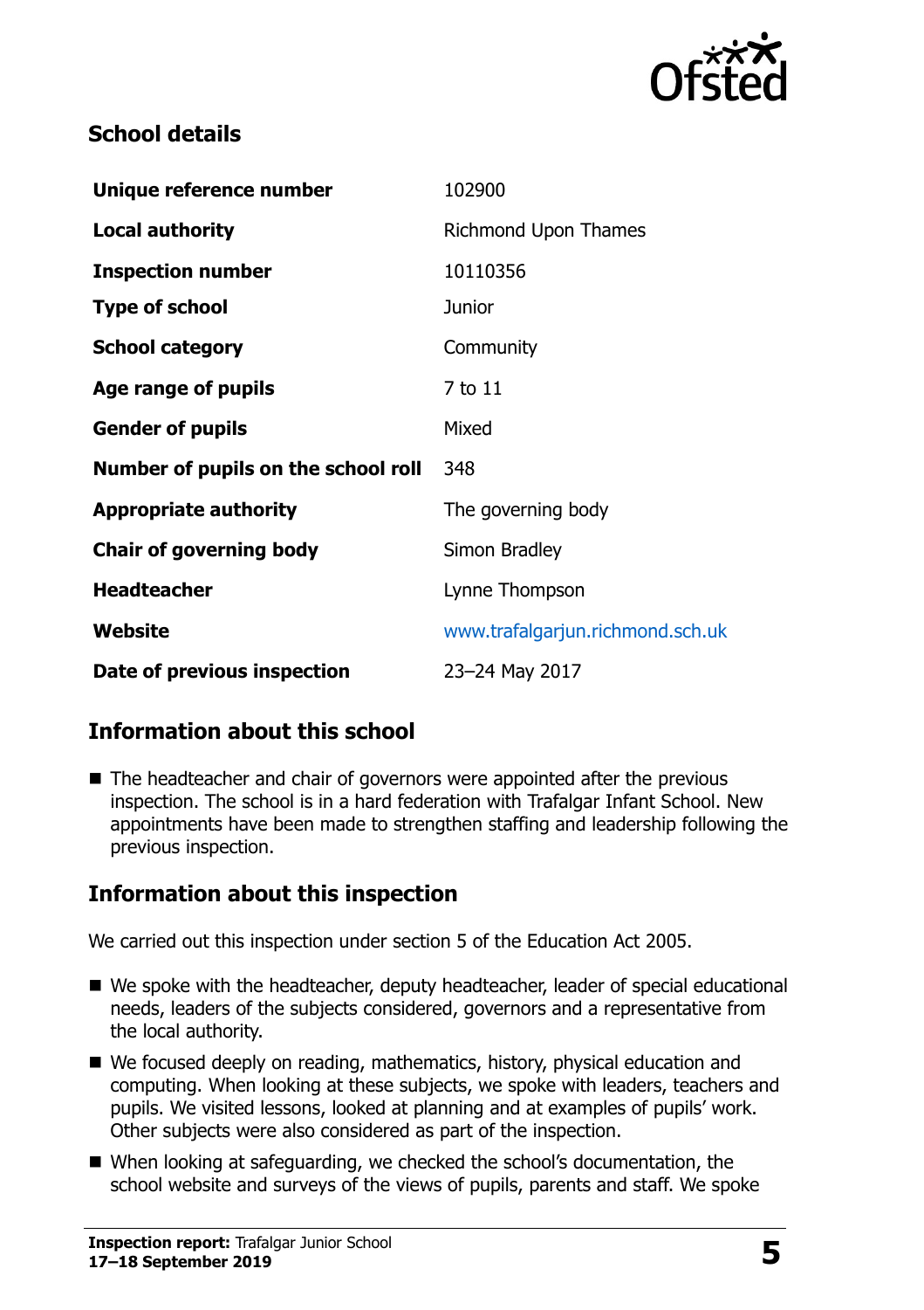## School details

| | |
|---|---|
| **Unique reference number** | 102900 |
| **Local authority** | Richmond Upon Thames |
| **Inspection number** | 10110356 |
| **Type of school** | Junior |
| **School category** | Community |
| **Age range of pupils** | 7 to 11 |
| **Gender of pupils** | Mixed |
| **Number of pupils on the school roll** | 348 |
| **Appropriate authority** | The governing body |
| **Chair of governing body** | Simon Bradley |
| **Headteacher** | Lynne Thompson |
| **Website** | www.trafalgarjun.richmond.sch.uk |
| **Date of previous inspection** | 23–24 May 2017 |

## Information about this school

- The headteacher and chair of governors were appointed after the previous inspection. The school is in a hard federation with Trafalgar Infant School. New appointments have been made to strengthen staffing and leadership following the previous inspection.

## Information about this inspection

We carried out this inspection under section 5 of the Education Act 2005.

- We spoke with the headteacher, deputy headteacher, leader of special educational needs, leaders of the subjects considered, governors and a representative from the local authority.
- We focused deeply on reading, mathematics, history, physical education and computing. When looking at these subjects, we spoke with leaders, teachers and pupils. We visited lessons, looked at planning and at examples of pupils' work. Other subjects were also considered as part of the inspection.
- When looking at safeguarding, we checked the school's documentation, the school website and surveys of the views of pupils, parents and staff. We spoke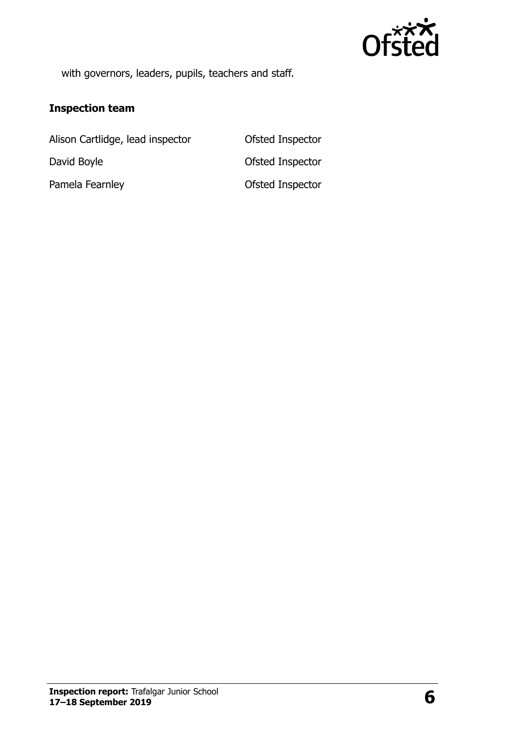with governors, leaders, pupils, teachers and staff.

### Inspection team

| | |
|---|---|
| Alison Cartlidge, lead inspector | Ofsted Inspector |
| David Boyle | Ofsted Inspector |
| Pamela Fearnley | Ofsted Inspector |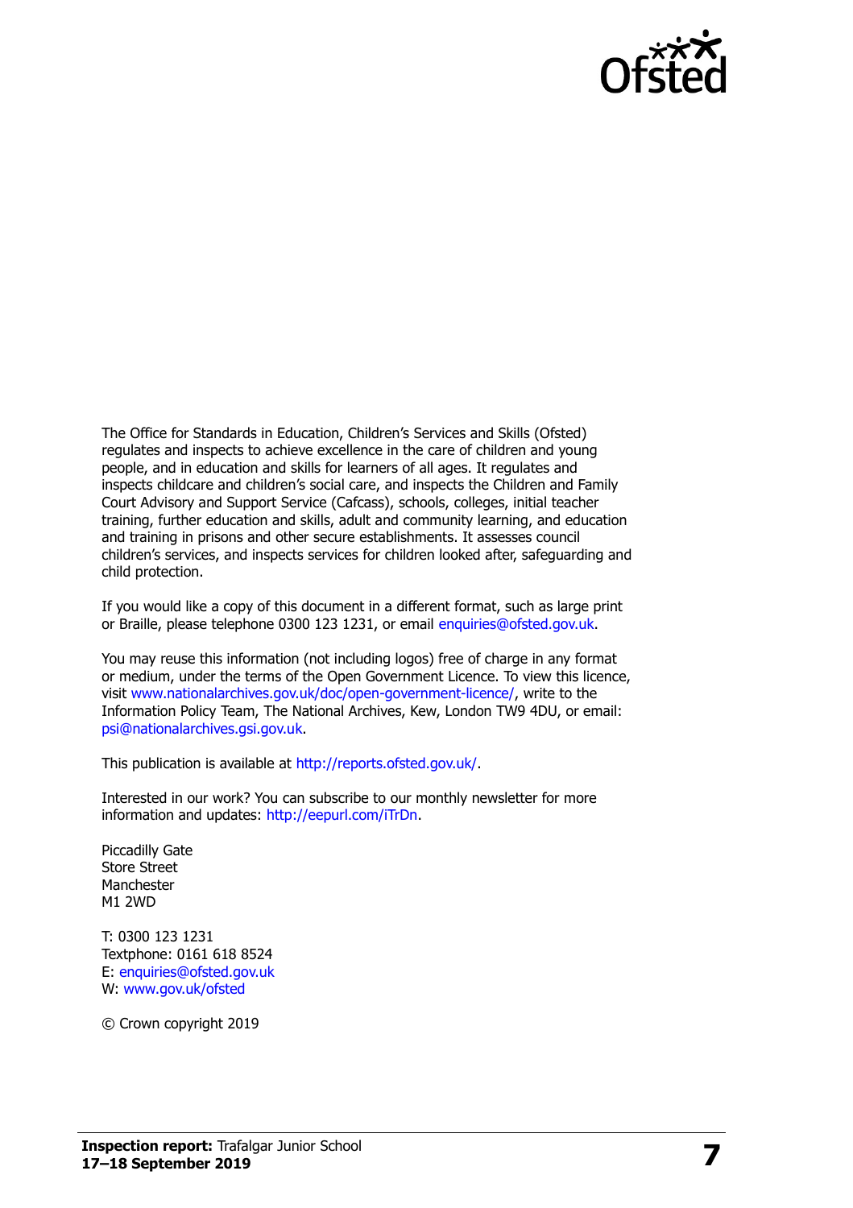The Office for Standards in Education, Children's Services and Skills (Ofsted) regulates and inspects to achieve excellence in the care of children and young people, and in education and skills for learners of all ages. It regulates and inspects childcare and children's social care, and inspects the Children and Family Court Advisory and Support Service (Cafcass), schools, colleges, initial teacher training, further education and skills, adult and community learning, and education and training in prisons and other secure establishments. It assesses council children's services, and inspects services for children looked after, safeguarding and child protection.

If you would like a copy of this document in a different format, such as large print or Braille, please telephone 0300 123 1231, or email enquiries@ofsted.gov.uk.

You may reuse this information (not including logos) free of charge in any format or medium, under the terms of the Open Government Licence. To view this licence, visit www.nationalarchives.gov.uk/doc/open-government-licence/, write to the Information Policy Team, The National Archives, Kew, London TW9 4DU, or email: psi@nationalarchives.gsi.gov.uk.

This publication is available at http://reports.ofsted.gov.uk/.

Interested in our work? You can subscribe to our monthly newsletter for more information and updates: http://eepurl.com/iTrDn.

Piccadilly Gate
Store Street
Manchester
M1 2WD

T: 0300 123 1231
Textphone: 0161 618 8524
E: enquiries@ofsted.gov.uk
W: www.gov.uk/ofsted

© Crown copyright 2019